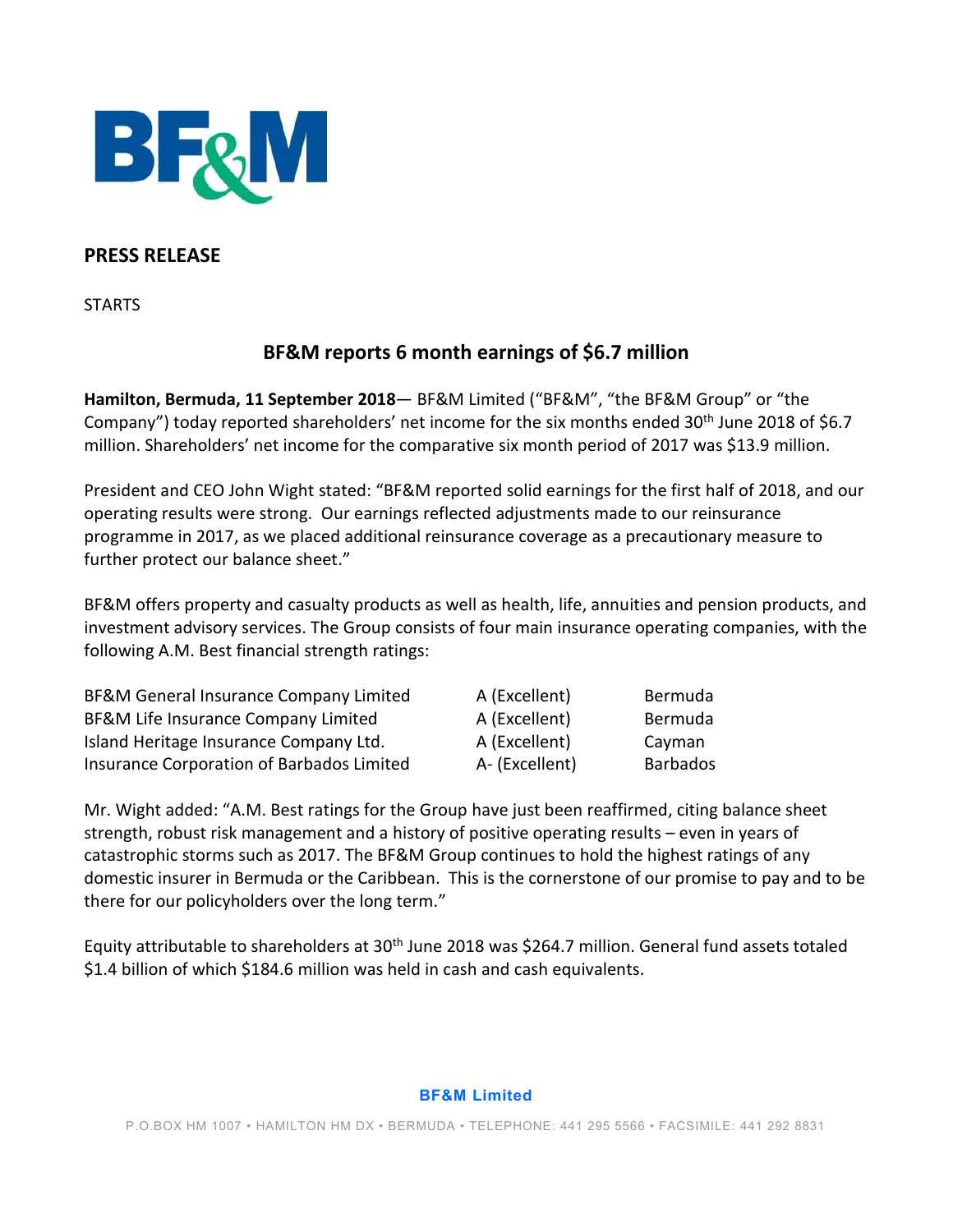BF&M

## PRESS RELEASE

STARTS

# BF&M reports 6 month earnings of $6.7 million

**Hamilton, Bermuda, 11 September 2018**— BF&M Limited ("BF&M", "the BF&M Group" or "the Company") today reported shareholders' net income for the six months ended 30th June 2018 of $6.7 million. Shareholders' net income for the comparative six month period of 2017 was $13.9 million.

President and CEO John Wight stated: "BF&M reported solid earnings for the first half of 2018, and our operating results were strong. Our earnings reflected adjustments made to our reinsurance programme in 2017, as we placed additional reinsurance coverage as a precautionary measure to further protect our balance sheet."

BF&M offers property and casualty products as well as health, life, annuities and pension products, and investment advisory services. The Group consists of four main insurance operating companies, with the following A.M. Best financial strength ratings:

| | | |
|---|---|---|
| BF&M General Insurance Company Limited | A (Excellent) | Bermuda |
| BF&M Life Insurance Company Limited | A (Excellent) | Bermuda |
| Island Heritage Insurance Company Ltd. | A (Excellent) | Cayman |
| Insurance Corporation of Barbados Limited | A- (Excellent) | Barbados |

Mr. Wight added: "A.M. Best ratings for the Group have just been reaffirmed, citing balance sheet strength, robust risk management and a history of positive operating results – even in years of catastrophic storms such as 2017. The BF&M Group continues to hold the highest ratings of any domestic insurer in Bermuda or the Caribbean. This is the cornerstone of our promise to pay and to be there for our policyholders over the long term."

Equity attributable to shareholders at 30th June 2018 was $264.7 million. General fund assets totaled $1.4 billion of which $184.6 million was held in cash and cash equivalents.

**BF&M Limited**

P.O.BOX HM 1007 • HAMILTON HM DX • BERMUDA • TELEPHONE: 441 295 5566 • FACSIMILE: 441 292 8831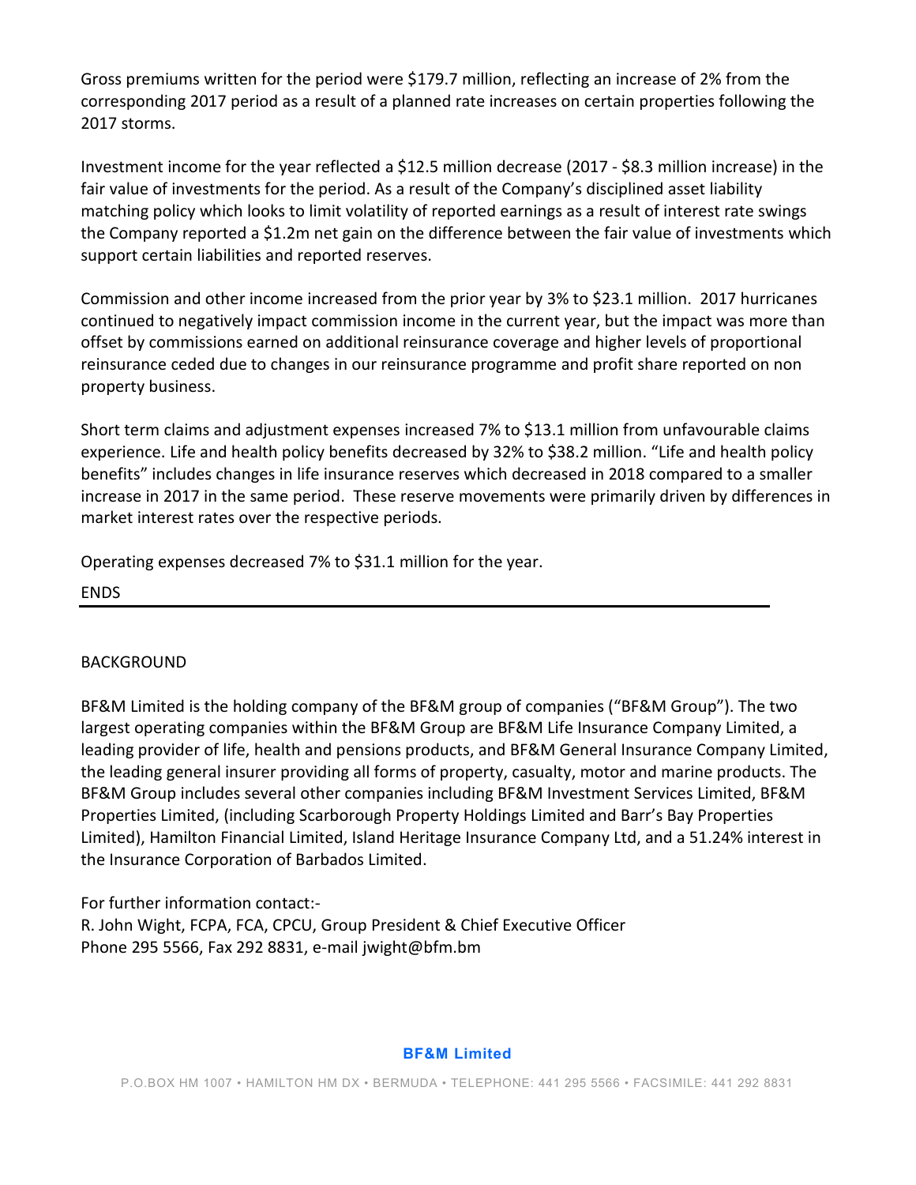Gross premiums written for the period were $179.7 million, reflecting an increase of 2% from the corresponding 2017 period as a result of a planned rate increases on certain properties following the 2017 storms.

Investment income for the year reflected a $12.5 million decrease (2017 - $8.3 million increase) in the fair value of investments for the period. As a result of the Company's disciplined asset liability matching policy which looks to limit volatility of reported earnings as a result of interest rate swings the Company reported a $1.2m net gain on the difference between the fair value of investments which support certain liabilities and reported reserves.

Commission and other income increased from the prior year by 3% to $23.1 million. 2017 hurricanes continued to negatively impact commission income in the current year, but the impact was more than offset by commissions earned on additional reinsurance coverage and higher levels of proportional reinsurance ceded due to changes in our reinsurance programme and profit share reported on non property business.

Short term claims and adjustment expenses increased 7% to $13.1 million from unfavourable claims experience. Life and health policy benefits decreased by 32% to $38.2 million. "Life and health policy benefits" includes changes in life insurance reserves which decreased in 2018 compared to a smaller increase in 2017 in the same period. These reserve movements were primarily driven by differences in market interest rates over the respective periods.

Operating expenses decreased 7% to $31.1 million for the year.

ENDS

---

BACKGROUND

BF&M Limited is the holding company of the BF&M group of companies ("BF&M Group"). The two largest operating companies within the BF&M Group are BF&M Life Insurance Company Limited, a leading provider of life, health and pensions products, and BF&M General Insurance Company Limited, the leading general insurer providing all forms of property, casualty, motor and marine products. The BF&M Group includes several other companies including BF&M Investment Services Limited, BF&M Properties Limited, (including Scarborough Property Holdings Limited and Barr's Bay Properties Limited), Hamilton Financial Limited, Island Heritage Insurance Company Ltd, and a 51.24% interest in the Insurance Corporation of Barbados Limited.

For further information contact:-
R. John Wight, FCPA, FCA, CPCU, Group President & Chief Executive Officer
Phone 295 5566, Fax 292 8831, e-mail jwight@bfm.bm

**BF&M Limited**

P.O.BOX HM 1007 • HAMILTON HM DX • BERMUDA • TELEPHONE: 441 295 5566 • FACSIMILE: 441 292 8831